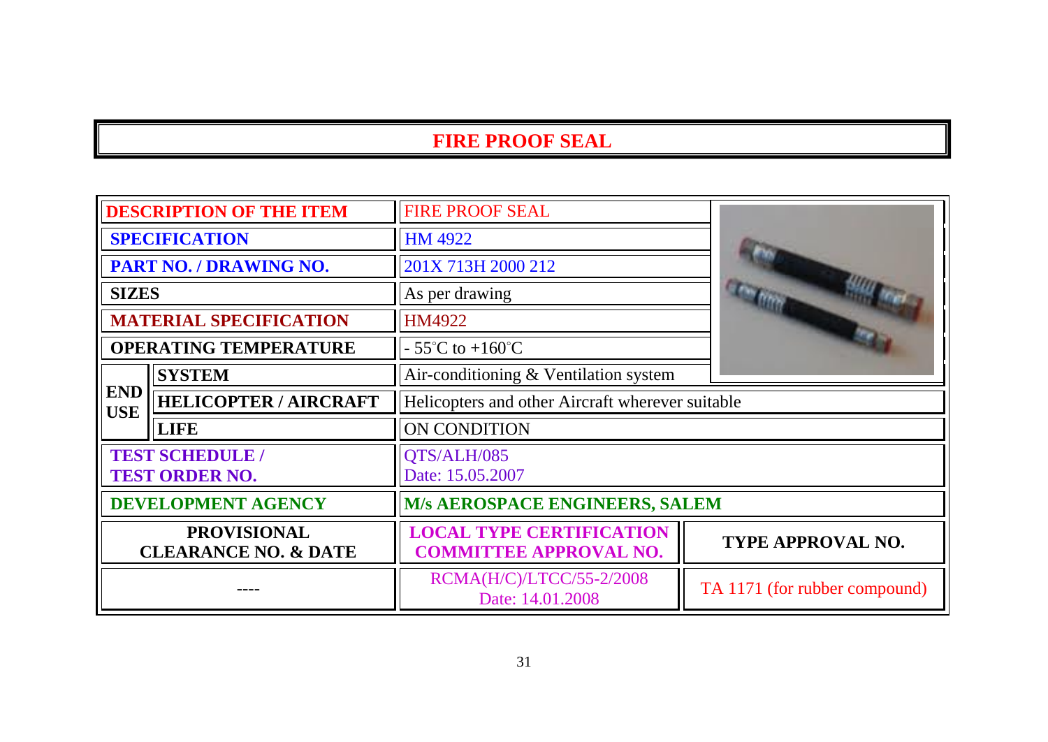# FIRE PROOF SEAL

| | | | |
|---|---|---|---|
| **DESCRIPTION OF THE ITEM** | | FIRE PROOF SEAL | |
| **SPECIFICATION** | | HM 4922 | |
| **PART NO. / DRAWING NO.** | | 201X 713H 2000 212 | |
| **SIZES** | | As per drawing | |
| **MATERIAL SPECIFICATION** | | HM4922 | |
| **OPERATING TEMPERATURE** | | - 55°C to +160°C | |
| **END USE** | **SYSTEM** | Air-conditioning & Ventilation system | |
| | **HELICOPTER / AIRCRAFT** | Helicopters and other Aircraft wherever suitable | |
| | **LIFE** | ON CONDITION | |
| **TEST SCHEDULE / TEST ORDER NO.** | | QTS/ALH/085 Date: 15.05.2007 | |
| **DEVELOPMENT AGENCY** | | **M/s AEROSPACE ENGINEERS, SALEM** | |
| **PROVISIONAL CLEARANCE NO. & DATE** | | **LOCAL TYPE CERTIFICATION COMMITTEE APPROVAL NO.** | **TYPE APPROVAL NO.** |
| ---- | | RCMA(H/C)/LTCC/55-2/2008 Date: 14.01.2008 | TA 1171 (for rubber compound) |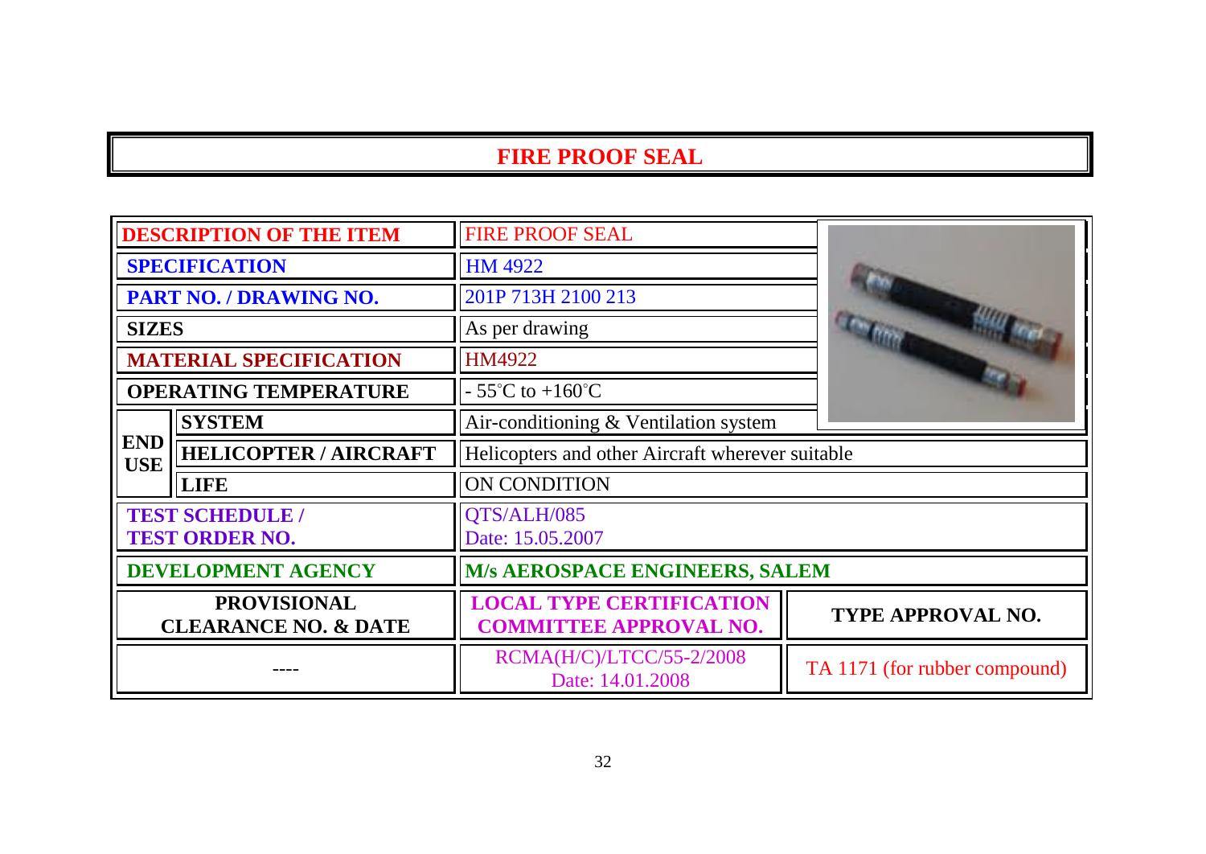# FIRE PROOF SEAL

| | | | |
|---|---|---|---|
| **DESCRIPTION OF THE ITEM** | | FIRE PROOF SEAL | |
| **SPECIFICATION** | | HM 4922 | |
| **PART NO. / DRAWING NO.** | | 201P 713H 2100 213 | |
| **SIZES** | | As per drawing | |
| **MATERIAL SPECIFICATION** | | HM4922 | |
| **OPERATING TEMPERATURE** | | - 55°C to +160°C | |
| **END USE** | **SYSTEM** | Air-conditioning & Ventilation system | |
| | **HELICOPTER / AIRCRAFT** | Helicopters and other Aircraft wherever suitable | |
| | **LIFE** | ON CONDITION | |
| **TEST SCHEDULE / TEST ORDER NO.** | | QTS/ALH/085<br>Date: 15.05.2007 | |
| **DEVELOPMENT AGENCY** | | **M/s AEROSPACE ENGINEERS, SALEM** | |
| **PROVISIONAL CLEARANCE NO. & DATE** | | **LOCAL TYPE CERTIFICATION COMMITTEE APPROVAL NO.** | **TYPE APPROVAL NO.** |
| ---- | | RCMA(H/C)/LTCC/55-2/2008<br>Date: 14.01.2008 | TA 1171 (for rubber compound) |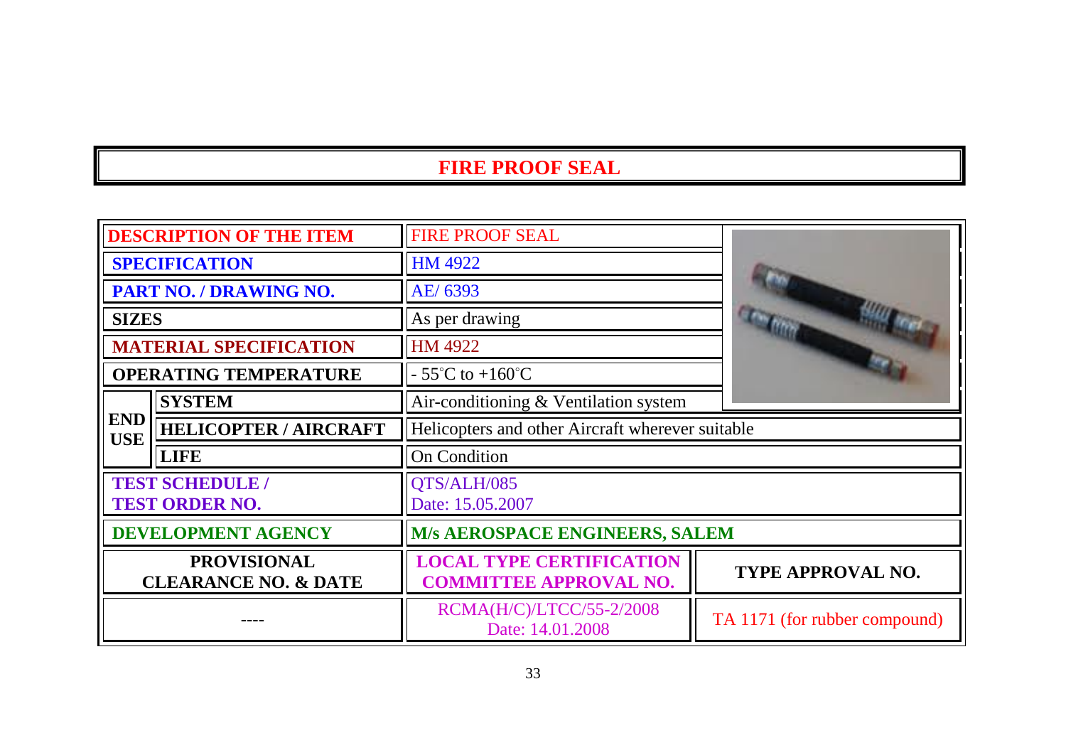# FIRE PROOF SEAL

| DESCRIPTION OF THE ITEM | | FIRE PROOF SEAL | |
|---|---|---|---|
| SPECIFICATION | | HM 4922 | |
| PART NO. / DRAWING NO. | | AE/ 6393 | |
| SIZES | | As per drawing | |
| MATERIAL SPECIFICATION | | HM 4922 | |
| OPERATING TEMPERATURE | | - 55°C to +160°C | |
| END USE | SYSTEM | Air-conditioning & Ventilation system | |
| | HELICOPTER / AIRCRAFT | Helicopters and other Aircraft wherever suitable | |
| | LIFE | On Condition | |
| TEST SCHEDULE / TEST ORDER NO. | | QTS/ALH/085 Date: 15.05.2007 | |
| DEVELOPMENT AGENCY | | M/s AEROSPACE ENGINEERS, SALEM | |
| PROVISIONAL CLEARANCE NO. & DATE | | LOCAL TYPE CERTIFICATION COMMITTEE APPROVAL NO. | TYPE APPROVAL NO. |
| ---- | | RCMA(H/C)/LTCC/55-2/2008 Date: 14.01.2008 | TA 1171 (for rubber compound) |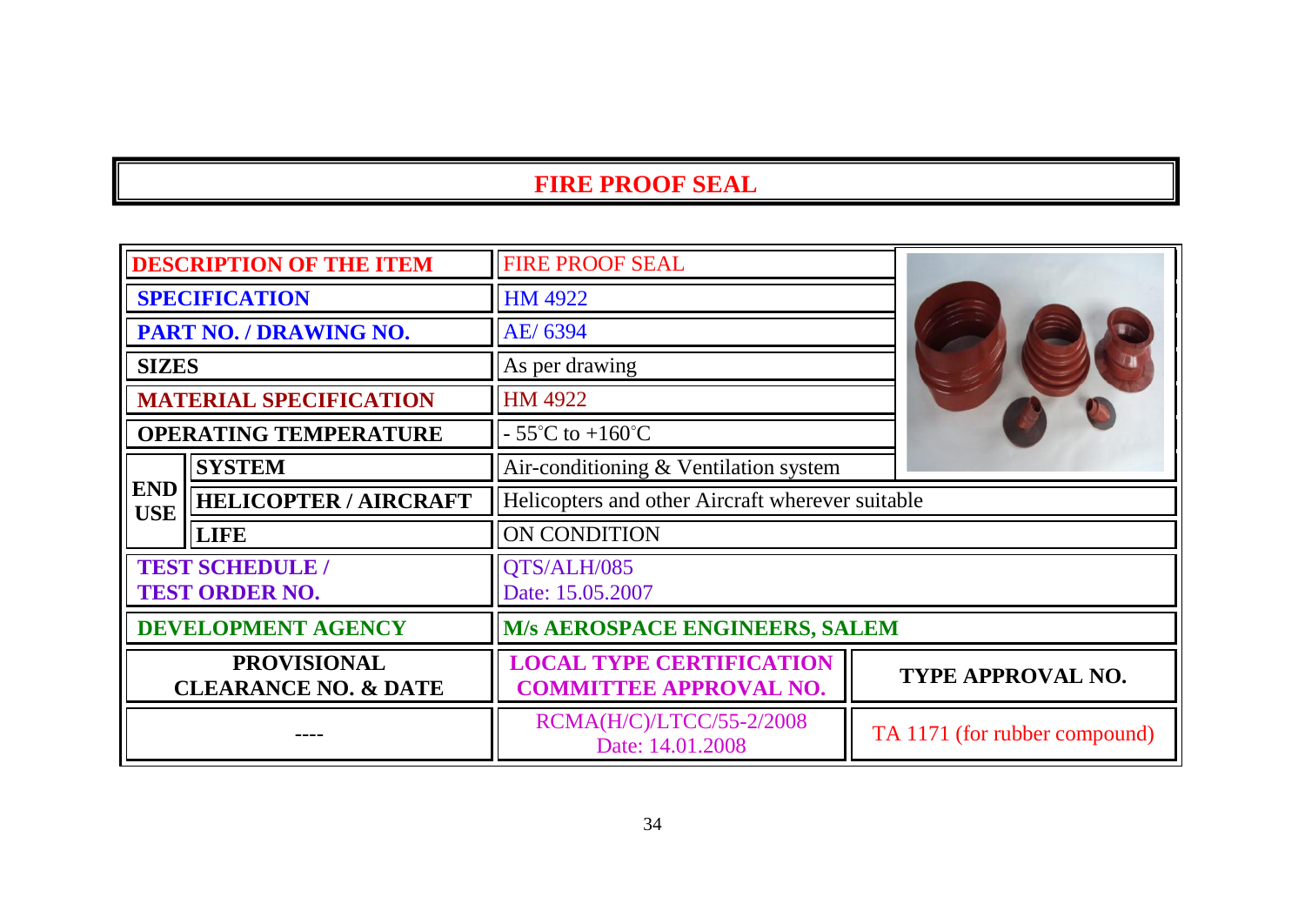# FIRE PROOF SEAL

| | | | |
|---|---|---|---|
| **DESCRIPTION OF THE ITEM** | | FIRE PROOF SEAL | |
| **SPECIFICATION** | | HM 4922 | |
| **PART NO. / DRAWING NO.** | | AE/ 6394 | |
| **SIZES** | | As per drawing | |
| **MATERIAL SPECIFICATION** | | HM 4922 | |
| **OPERATING TEMPERATURE** | | - 55°C to +160°C | |
| **END USE** | **SYSTEM** | Air-conditioning & Ventilation system | |
| | **HELICOPTER / AIRCRAFT** | Helicopters and other Aircraft wherever suitable | |
| | **LIFE** | ON CONDITION | |
| **TEST SCHEDULE / TEST ORDER NO.** | | QTS/ALH/085<br>Date: 15.05.2007 | |
| **DEVELOPMENT AGENCY** | | **M/s AEROSPACE ENGINEERS, SALEM** | |
| **PROVISIONAL CLEARANCE NO. & DATE** | | **LOCAL TYPE CERTIFICATION COMMITTEE APPROVAL NO.** | **TYPE APPROVAL NO.** |
| ---- | | RCMA(H/C)/LTCC/55-2/2008<br>Date: 14.01.2008 | TA 1171 (for rubber compound) |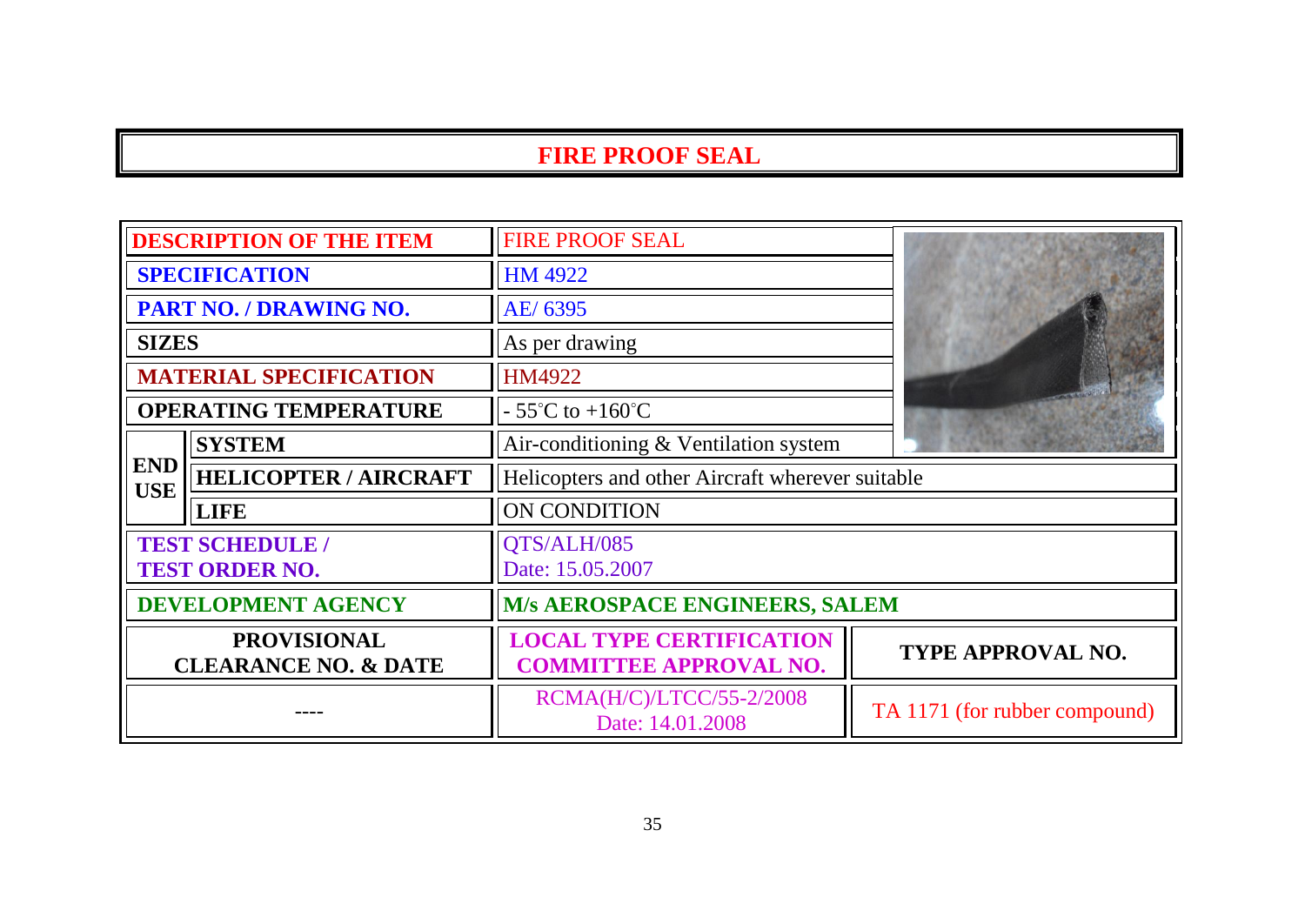# FIRE PROOF SEAL

| DESCRIPTION OF THE ITEM | | FIRE PROOF SEAL | |
|---|---|---|---|
| SPECIFICATION | | HM 4922 | |
| PART NO. / DRAWING NO. | | AE/ 6395 | |
| SIZES | | As per drawing | |
| MATERIAL SPECIFICATION | | HM4922 | |
| OPERATING TEMPERATURE | | - 55°C to +160°C | |
| END USE | SYSTEM | Air-conditioning & Ventilation system | |
| | HELICOPTER / AIRCRAFT | Helicopters and other Aircraft wherever suitable | |
| | LIFE | ON CONDITION | |
| TEST SCHEDULE / TEST ORDER NO. | | QTS/ALH/085 Date: 15.05.2007 | |
| DEVELOPMENT AGENCY | | M/s AEROSPACE ENGINEERS, SALEM | |
| PROVISIONAL CLEARANCE NO. & DATE | | LOCAL TYPE CERTIFICATION COMMITTEE APPROVAL NO. | TYPE APPROVAL NO. |
| ---- | | RCMA(H/C)/LTCC/55-2/2008 Date: 14.01.2008 | TA 1171 (for rubber compound) |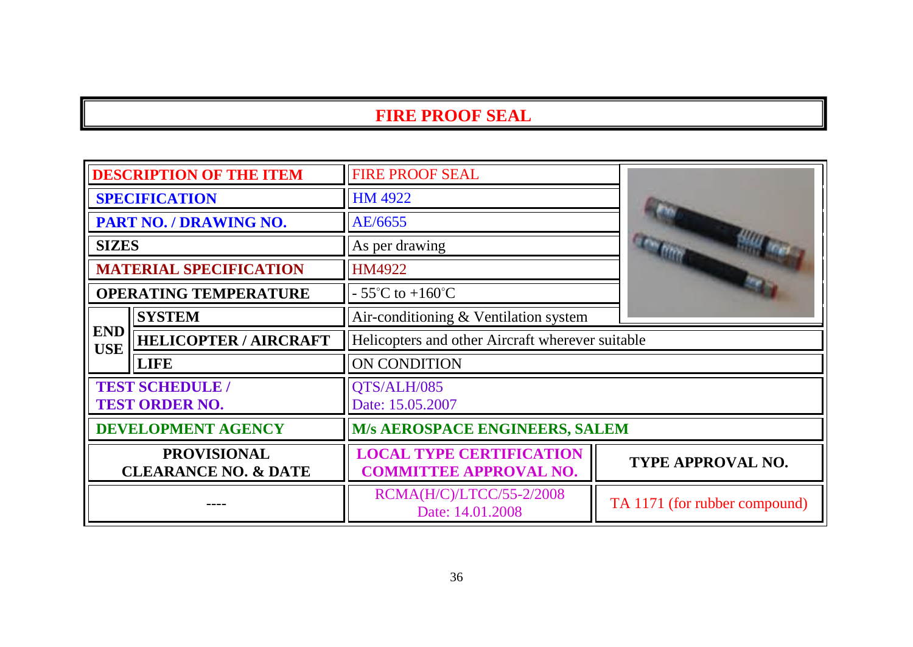# FIRE PROOF SEAL

| DESCRIPTION OF THE ITEM | | FIRE PROOF SEAL | |
|---|---|---|---|
| SPECIFICATION | | HM 4922 | |
| PART NO. / DRAWING NO. | | AE/6655 | |
| SIZES | | As per drawing | |
| MATERIAL SPECIFICATION | | HM4922 | |
| OPERATING TEMPERATURE | | - 55°C to +160°C | |
| END USE | SYSTEM | Air-conditioning & Ventilation system | |
| | HELICOPTER / AIRCRAFT | Helicopters and other Aircraft wherever suitable | |
| | LIFE | ON CONDITION | |
| TEST SCHEDULE / TEST ORDER NO. | | QTS/ALH/085<br>Date: 15.05.2007 | |
| DEVELOPMENT AGENCY | | M/s AEROSPACE ENGINEERS, SALEM | |
| PROVISIONAL CLEARANCE NO. & DATE | | LOCAL TYPE CERTIFICATION COMMITTEE APPROVAL NO. | TYPE APPROVAL NO. |
| ---- | | RCMA(H/C)/LTCC/55-2/2008<br>Date: 14.01.2008 | TA 1171 (for rubber compound) |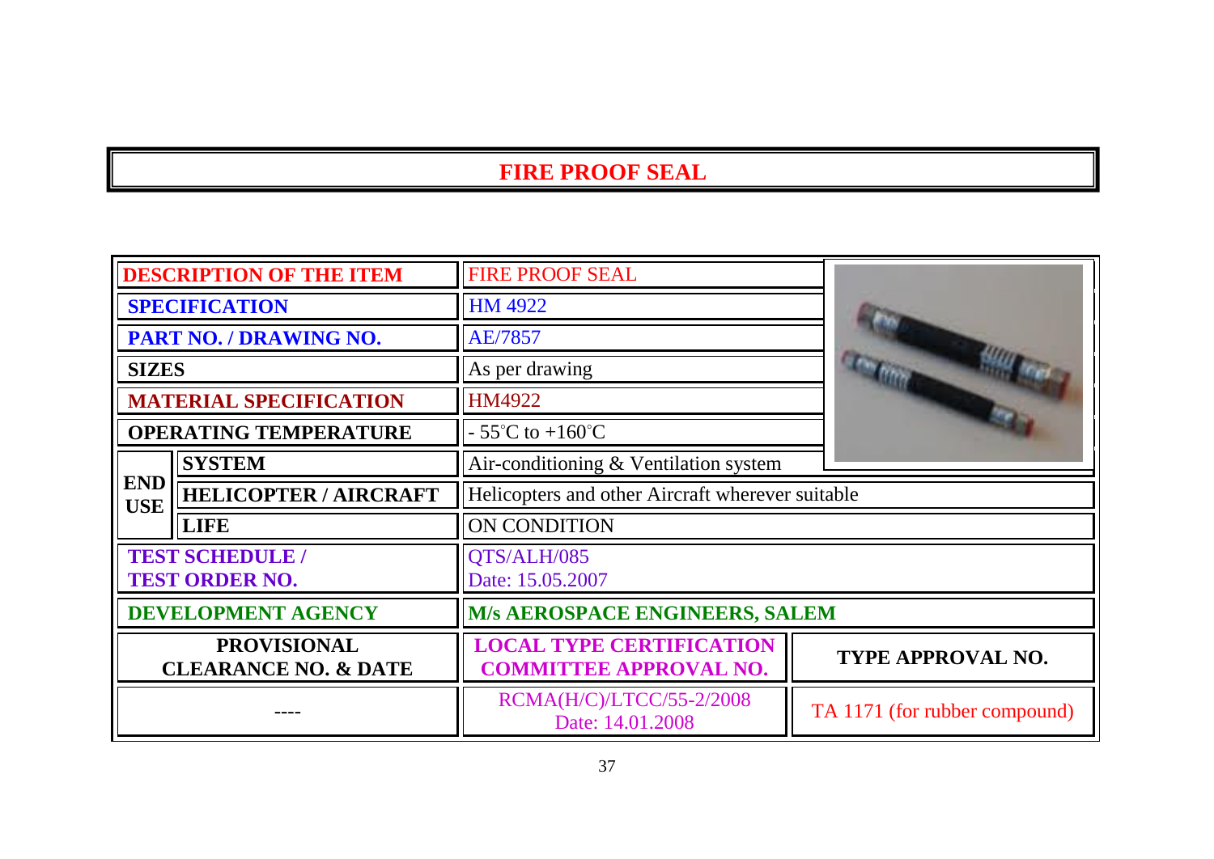# FIRE PROOF SEAL

| | | | |
|---|---|---|---|
| **DESCRIPTION OF THE ITEM** | | FIRE PROOF SEAL | |
| **SPECIFICATION** | | HM 4922 | |
| **PART NO. / DRAWING NO.** | | AE/7857 | |
| **SIZES** | | As per drawing | |
| **MATERIAL SPECIFICATION** | | HM4922 | |
| **OPERATING TEMPERATURE** | | - 55°C to +160°C | |
| **END USE** | **SYSTEM** | Air-conditioning & Ventilation system | |
| | **HELICOPTER / AIRCRAFT** | Helicopters and other Aircraft wherever suitable | |
| | **LIFE** | ON CONDITION | |
| **TEST SCHEDULE / TEST ORDER NO.** | | QTS/ALH/085 Date: 15.05.2007 | |
| **DEVELOPMENT AGENCY** | | **M/s AEROSPACE ENGINEERS, SALEM** | |
| **PROVISIONAL CLEARANCE NO. & DATE** | | **LOCAL TYPE CERTIFICATION COMMITTEE APPROVAL NO.** | **TYPE APPROVAL NO.** |
| ---- | | RCMA(H/C)/LTCC/55-2/2008 Date: 14.01.2008 | TA 1171 (for rubber compound) |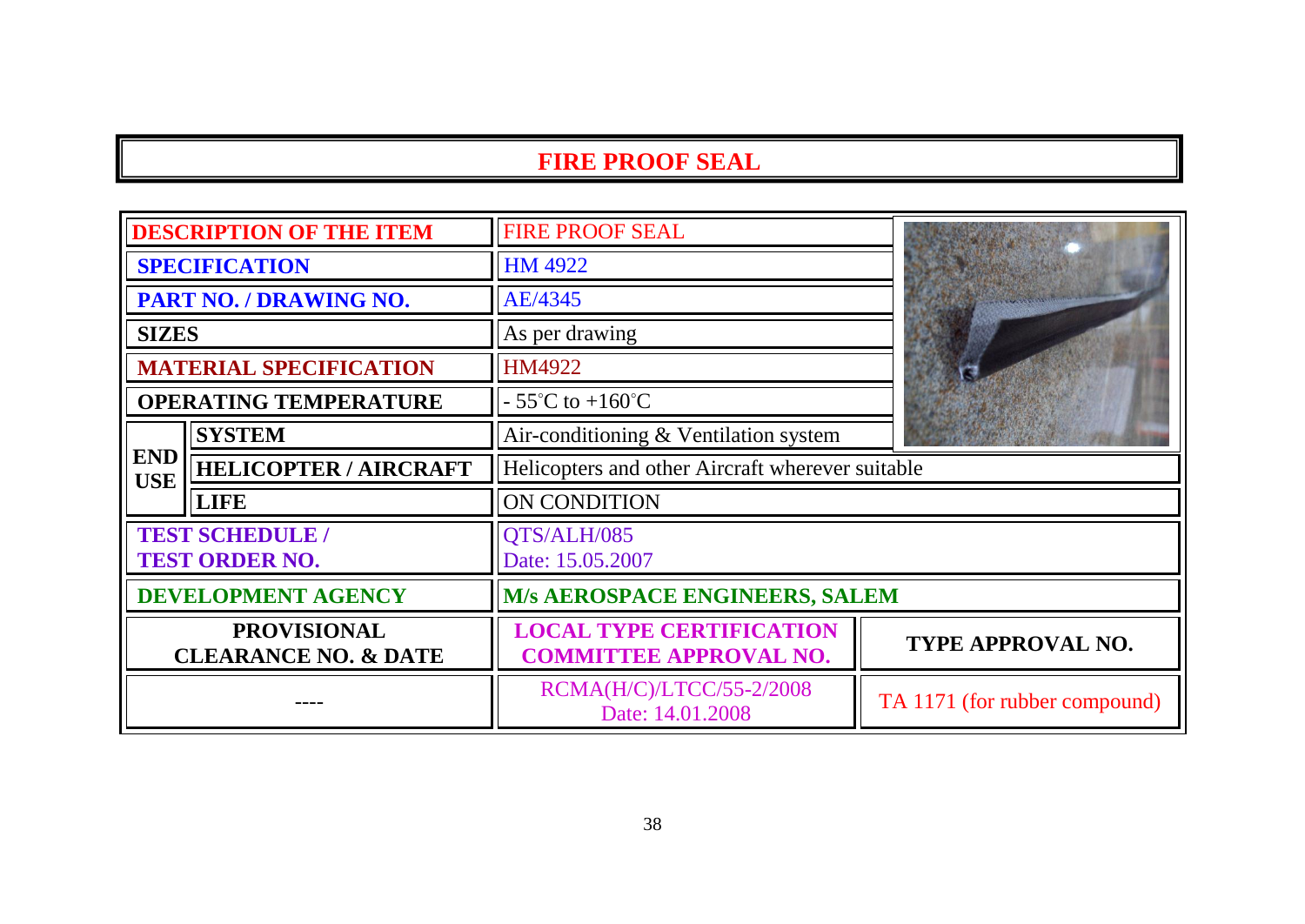# FIRE PROOF SEAL

| | | | |
|---|---|---|---|
| **DESCRIPTION OF THE ITEM** | | FIRE PROOF SEAL | |
| **SPECIFICATION** | | HM 4922 | |
| **PART NO. / DRAWING NO.** | | AE/4345 | |
| **SIZES** | | As per drawing | |
| **MATERIAL SPECIFICATION** | | HM4922 | |
| **OPERATING TEMPERATURE** | | - 55°C to +160°C | |
| **END USE** | **SYSTEM** | Air-conditioning & Ventilation system | |
| | **HELICOPTER / AIRCRAFT** | Helicopters and other Aircraft wherever suitable | |
| | **LIFE** | ON CONDITION | |
| **TEST SCHEDULE / TEST ORDER NO.** | | QTS/ALH/085<br>Date: 15.05.2007 | |
| **DEVELOPMENT AGENCY** | | **M/s AEROSPACE ENGINEERS, SALEM** | |
| **PROVISIONAL CLEARANCE NO. & DATE** | | **LOCAL TYPE CERTIFICATION COMMITTEE APPROVAL NO.** | **TYPE APPROVAL NO.** |
| ---- | | RCMA(H/C)/LTCC/55-2/2008<br>Date: 14.01.2008 | TA 1171 (for rubber compound) |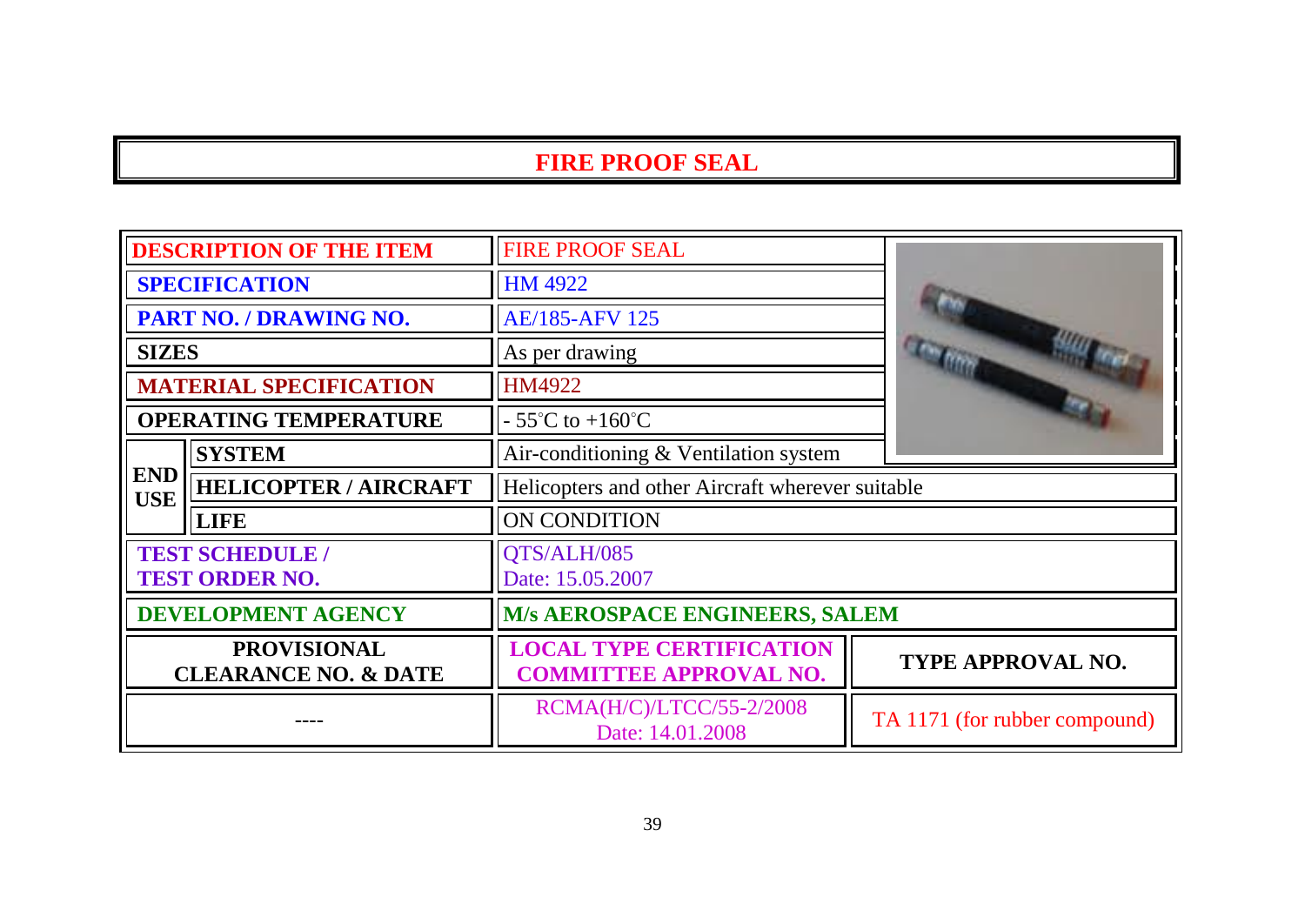# FIRE PROOF SEAL

| DESCRIPTION OF THE ITEM | | FIRE PROOF SEAL | |
|---|---|---|---|
| SPECIFICATION | | HM 4922 | |
| PART NO. / DRAWING NO. | | AE/185-AFV 125 | |
| SIZES | | As per drawing | |
| MATERIAL SPECIFICATION | | HM4922 | |
| OPERATING TEMPERATURE | | - 55°C to +160°C | |
| END USE | SYSTEM | Air-conditioning & Ventilation system | |
| | HELICOPTER / AIRCRAFT | Helicopters and other Aircraft wherever suitable | |
| | LIFE | ON CONDITION | |
| TEST SCHEDULE / TEST ORDER NO. | | QTS/ALH/085 Date: 15.05.2007 | |
| DEVELOPMENT AGENCY | | M/s AEROSPACE ENGINEERS, SALEM | |
| PROVISIONAL CLEARANCE NO. & DATE | | LOCAL TYPE CERTIFICATION COMMITTEE APPROVAL NO. | TYPE APPROVAL NO. |
| ---- | | RCMA(H/C)/LTCC/55-2/2008 Date: 14.01.2008 | TA 1171 (for rubber compound) |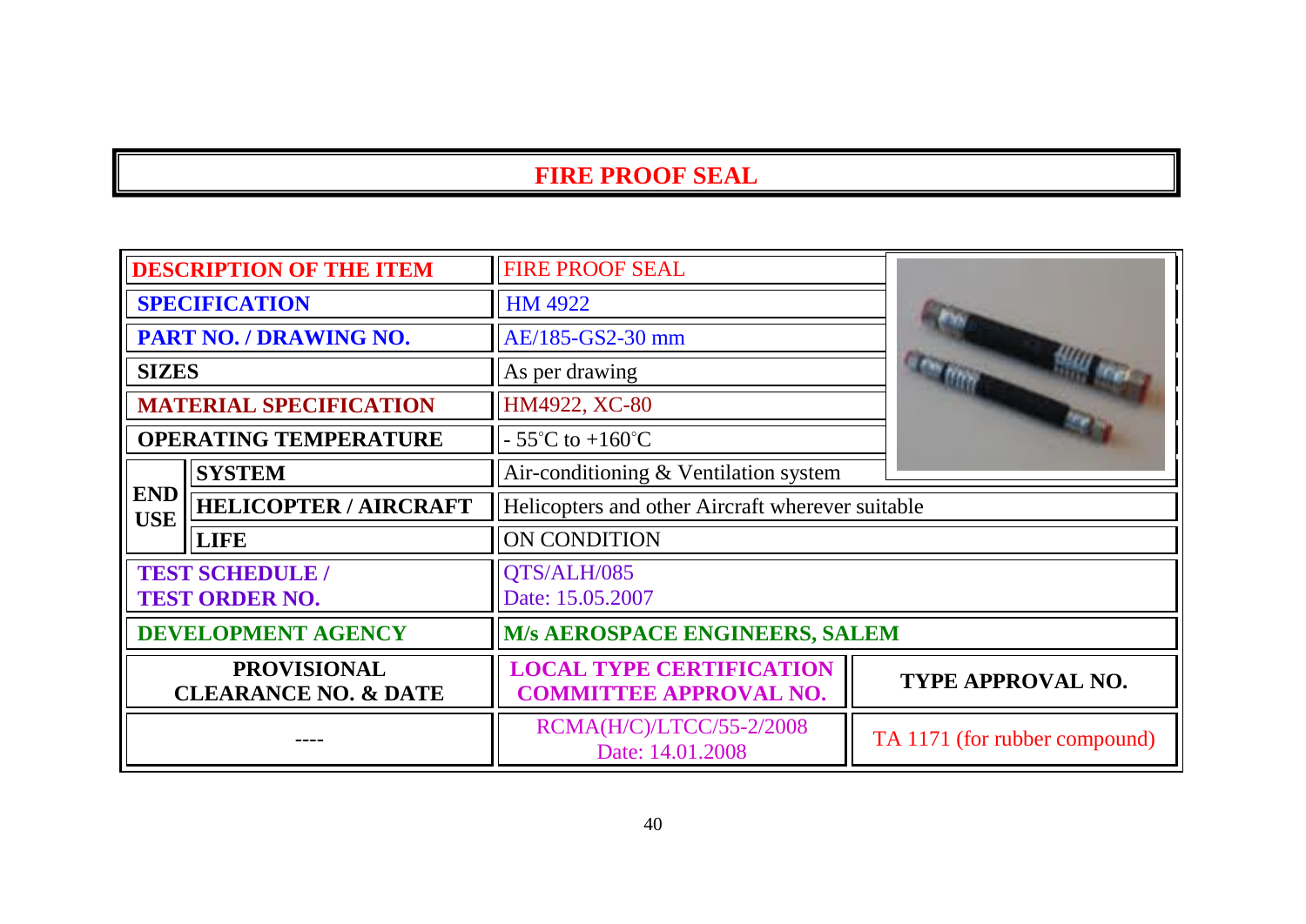# FIRE PROOF SEAL

| | | |
|---|---|---|
| **DESCRIPTION OF THE ITEM** | | FIRE PROOF SEAL |
| **SPECIFICATION** | | HM 4922 |
| **PART NO. / DRAWING NO.** | | AE/185-GS2-30 mm |
| **SIZES** | | As per drawing |
| **MATERIAL SPECIFICATION** | | HM4922, XC-80 |
| **OPERATING TEMPERATURE** | | - 55°C to +160°C |
| **END USE** | **SYSTEM** | Air-conditioning & Ventilation system |
| | **HELICOPTER / AIRCRAFT** | Helicopters and other Aircraft wherever suitable |
| | **LIFE** | ON CONDITION |
| **TEST SCHEDULE / TEST ORDER NO.** | | QTS/ALH/085<br>Date: 15.05.2007 |
| **DEVELOPMENT AGENCY** | | **M/s AEROSPACE ENGINEERS, SALEM** |

| **PROVISIONAL CLEARANCE NO. & DATE** | **LOCAL TYPE CERTIFICATION COMMITTEE APPROVAL NO.** | **TYPE APPROVAL NO.** |
|---|---|---|
| ---- | RCMA(H/C)/LTCC/55-2/2008<br>Date: 14.01.2008 | TA 1171 (for rubber compound) |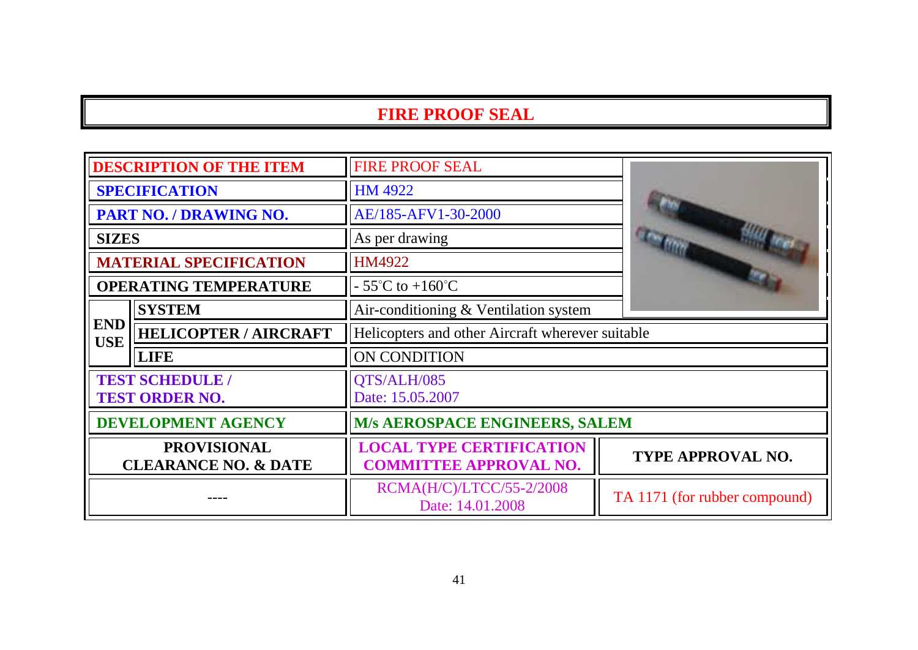# FIRE PROOF SEAL

| | | | |
|---|---|---|---|
| **DESCRIPTION OF THE ITEM** | | FIRE PROOF SEAL | |
| **SPECIFICATION** | | HM 4922 | |
| **PART NO. / DRAWING NO.** | | AE/185-AFV1-30-2000 | |
| **SIZES** | | As per drawing | |
| **MATERIAL SPECIFICATION** | | HM4922 | |
| **OPERATING TEMPERATURE** | | - 55°C to +160°C | |
| **END USE** | **SYSTEM** | Air-conditioning & Ventilation system | |
| | **HELICOPTER / AIRCRAFT** | Helicopters and other Aircraft wherever suitable | |
| | **LIFE** | ON CONDITION | |
| **TEST SCHEDULE / TEST ORDER NO.** | | QTS/ALH/085<br>Date: 15.05.2007 | |
| **DEVELOPMENT AGENCY** | | **M/s AEROSPACE ENGINEERS, SALEM** | |
| **PROVISIONAL CLEARANCE NO. & DATE** | | **LOCAL TYPE CERTIFICATION COMMITTEE APPROVAL NO.** | **TYPE APPROVAL NO.** |
| ---- | | RCMA(H/C)/LTCC/55-2/2008<br>Date: 14.01.2008 | TA 1171 (for rubber compound) |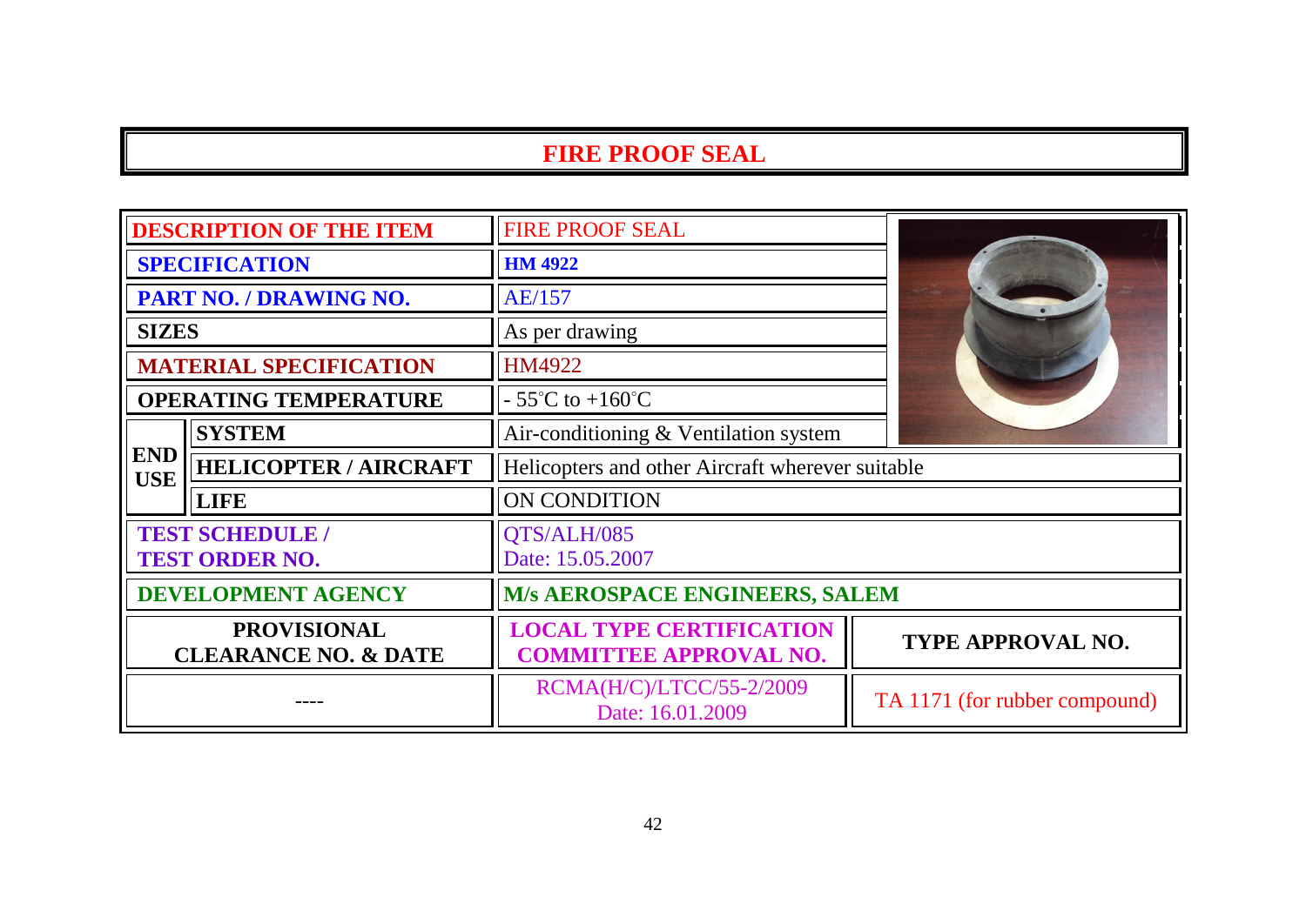# FIRE PROOF SEAL

| DESCRIPTION OF THE ITEM | | FIRE PROOF SEAL | |
|---|---|---|---|
| SPECIFICATION | | **HM 4922** | |
| PART NO. / DRAWING NO. | | AE/157 | |
| SIZES | | As per drawing | |
| MATERIAL SPECIFICATION | | HM4922 | |
| OPERATING TEMPERATURE | | - 55°C to +160°C | |
| END USE | SYSTEM | Air-conditioning & Ventilation system | |
| | HELICOPTER / AIRCRAFT | Helicopters and other Aircraft wherever suitable | |
| | LIFE | ON CONDITION | |
| TEST SCHEDULE / TEST ORDER NO. | | QTS/ALH/085<br>Date: 15.05.2007 | |
| DEVELOPMENT AGENCY | | **M/s AEROSPACE ENGINEERS, SALEM** | |
| **PROVISIONAL CLEARANCE NO. & DATE** | | **LOCAL TYPE CERTIFICATION COMMITTEE APPROVAL NO.** | **TYPE APPROVAL NO.** |
| ---- | | RCMA(H/C)/LTCC/55-2/2009<br>Date: 16.01.2009 | TA 1171 (for rubber compound) |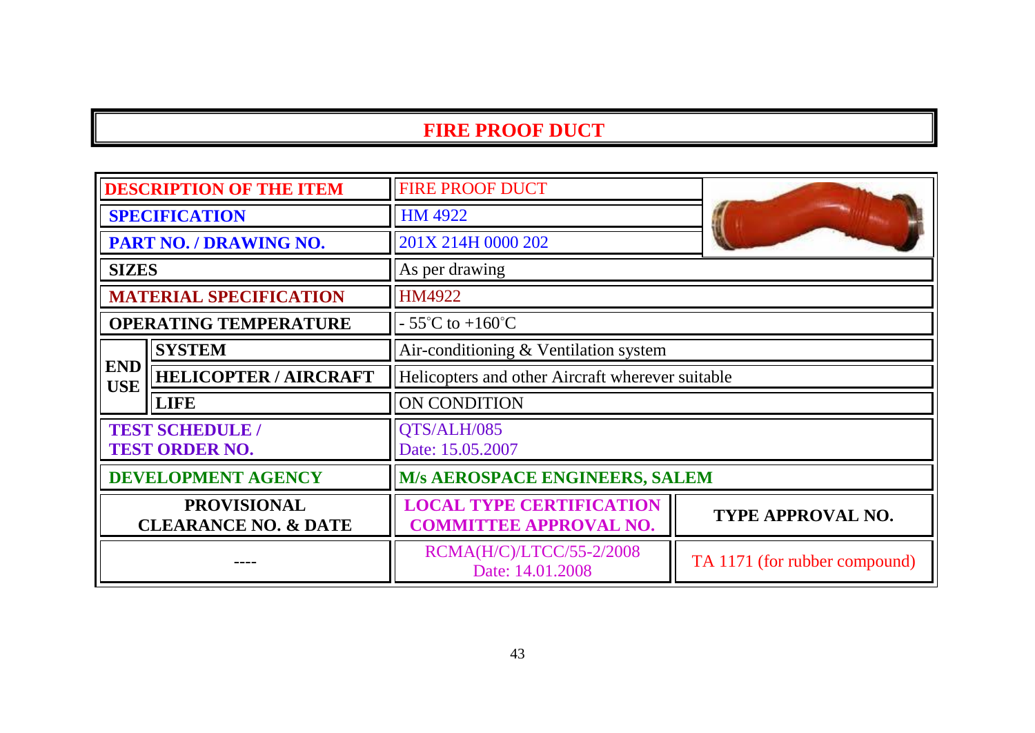# FIRE PROOF DUCT

| | | |
|---|---|---|
| **DESCRIPTION OF THE ITEM** | FIRE PROOF DUCT | |
| **SPECIFICATION** | HM 4922 | |
| **PART NO. / DRAWING NO.** | 201X 214H 0000 202 | |
| **SIZES** | As per drawing | |
| **MATERIAL SPECIFICATION** | HM4922 | |
| **OPERATING TEMPERATURE** | - 55°C to +160°C | |
| **END USE – SYSTEM** | Air-conditioning & Ventilation system | |
| **END USE – HELICOPTER / AIRCRAFT** | Helicopters and other Aircraft wherever suitable | |
| **END USE – LIFE** | ON CONDITION | |
| **TEST SCHEDULE / TEST ORDER NO.** | QTS/ALH/085<br>Date: 15.05.2007 | |
| **DEVELOPMENT AGENCY** | **M/s AEROSPACE ENGINEERS, SALEM** | |
| **PROVISIONAL CLEARANCE NO. & DATE** | **LOCAL TYPE CERTIFICATION COMMITTEE APPROVAL NO.** | **TYPE APPROVAL NO.** |
| ---- | RCMA(H/C)/LTCC/55-2/2008<br>Date: 14.01.2008 | TA 1171 (for rubber compound) |